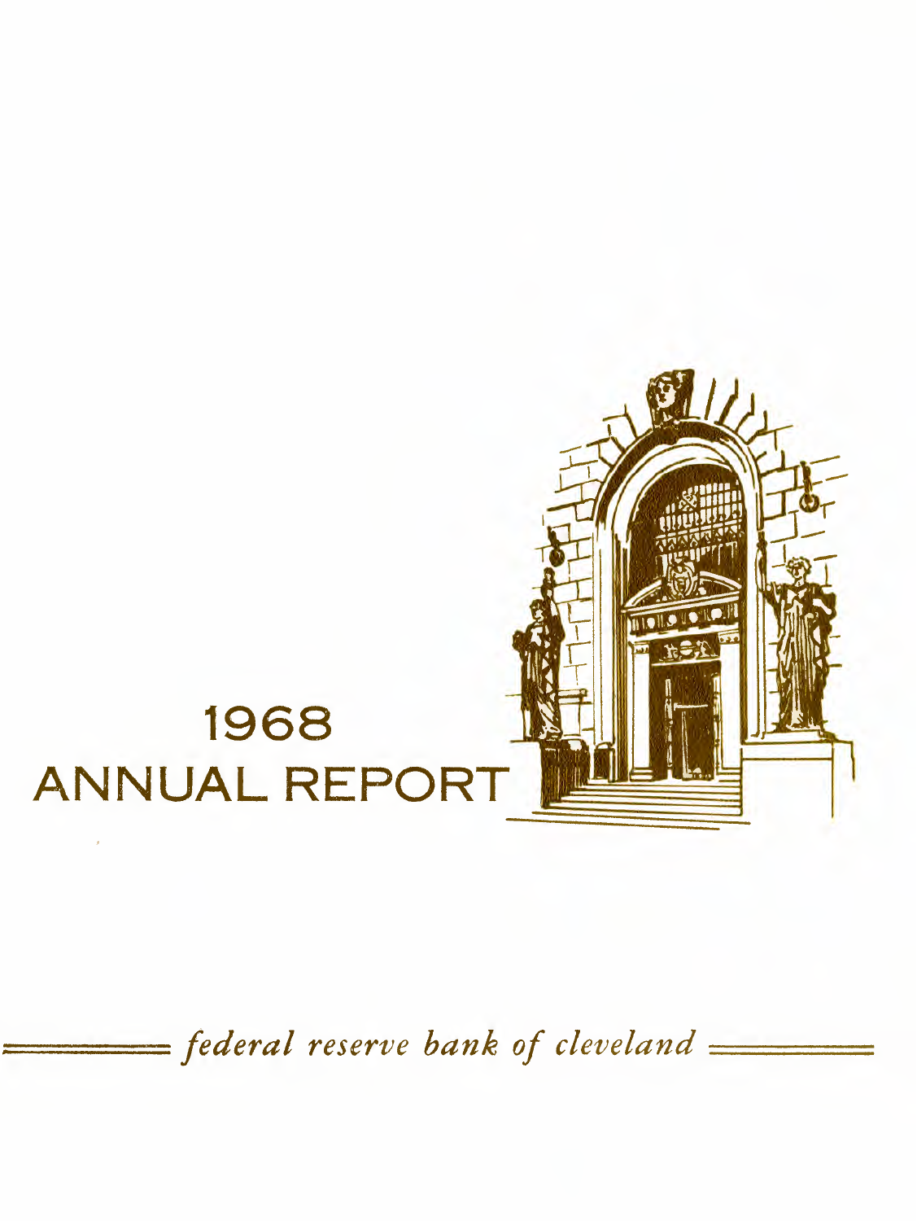# 1968 ANNUAL REPORT

*federal reserve bank of cleveland*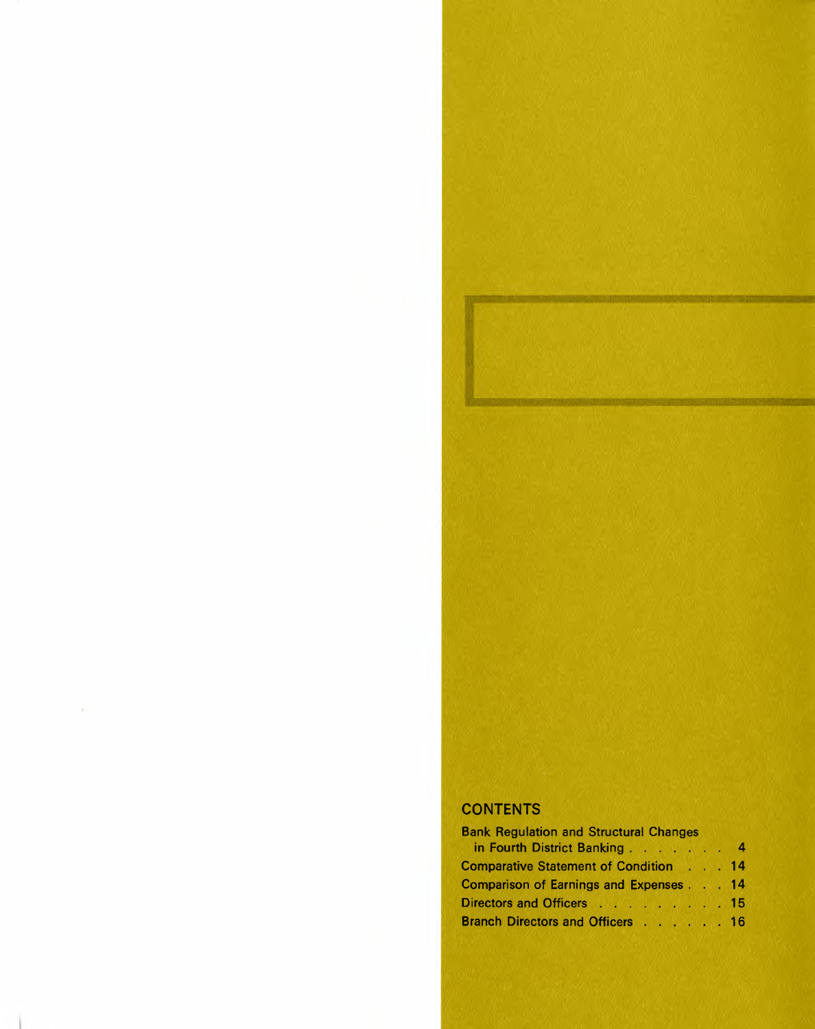## CONTENTS

| | |
|---|---|
| Bank Regulation and Structural Changes in Fourth District Banking | 4 |
| Comparative Statement of Condition | 14 |
| Comparison of Earnings and Expenses | 14 |
| Directors and Officers | 15 |
| Branch Directors and Officers | 16 |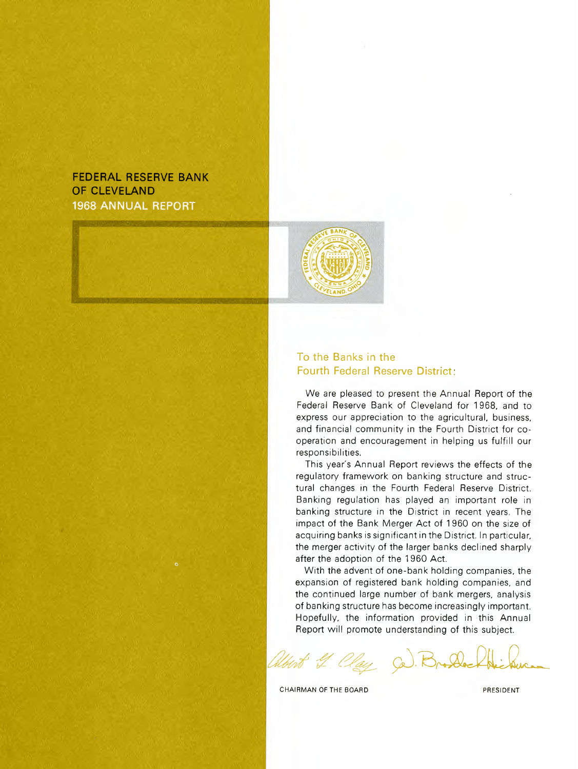# FEDERAL RESERVE BANK OF CLEVELAND
## 1968 ANNUAL REPORT

### To the Banks in the Fourth Federal Reserve District:

We are pleased to present the Annual Report of the Federal Reserve Bank of Cleveland for 1968, and to express our appreciation to the agricultural, business, and financial community in the Fourth District for cooperation and encouragement in helping us fulfill our responsibilities.

This year's Annual Report reviews the effects of the regulatory framework on banking structure and structural changes in the Fourth Federal Reserve District. Banking regulation has played an important role in banking structure in the District in recent years. The impact of the Bank Merger Act of 1960 on the size of acquiring banks is significant in the District. In particular, the merger activity of the larger banks declined sharply after the adoption of the 1960 Act.

With the advent of one-bank holding companies, the expansion of registered bank holding companies, and the continued large number of bank mergers, analysis of banking structure has become increasingly important. Hopefully, the information provided in this Annual Report will promote understanding of this subject.

Albert G. Clay — CHAIRMAN OF THE BOARD

W. Braddock Hickman — PRESIDENT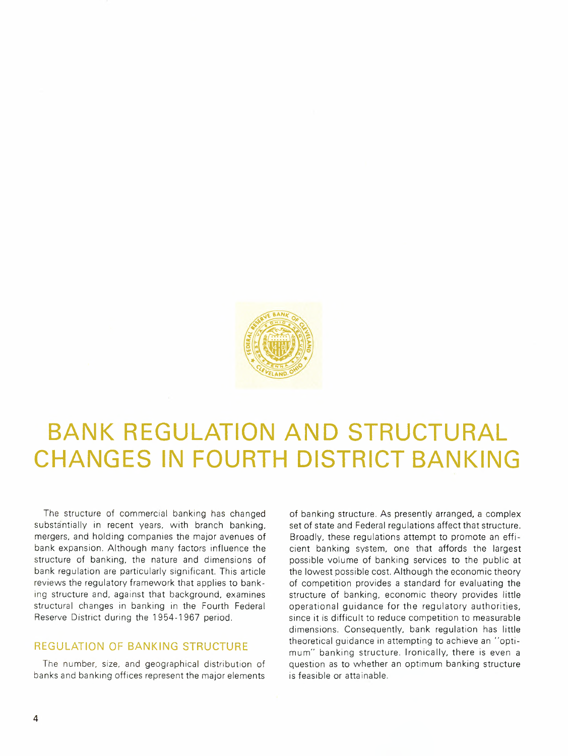# BANK REGULATION AND STRUCTURAL CHANGES IN FOURTH DISTRICT BANKING

The structure of commercial banking has changed substantially in recent years, with branch banking, mergers, and holding companies the major avenues of bank expansion. Although many factors influence the structure of banking, the nature and dimensions of bank regulation are particularly significant. This article reviews the regulatory framework that applies to banking structure and, against that background, examines structural changes in banking in the Fourth Federal Reserve District during the 1954-1967 period.

## REGULATION OF BANKING STRUCTURE

The number, size, and geographical distribution of banks and banking offices represent the major elements of banking structure. As presently arranged, a complex set of state and Federal regulations affect that structure. Broadly, these regulations attempt to promote an efficient banking system, one that affords the largest possible volume of banking services to the public at the lowest possible cost. Although the economic theory of competition provides a standard for evaluating the structure of banking, economic theory provides little operational guidance for the regulatory authorities, since it is difficult to reduce competition to measurable dimensions. Consequently, bank regulation has little theoretical guidance in attempting to achieve an "optimum" banking structure. Ironically, there is even a question as to whether an optimum banking structure is feasible or attainable.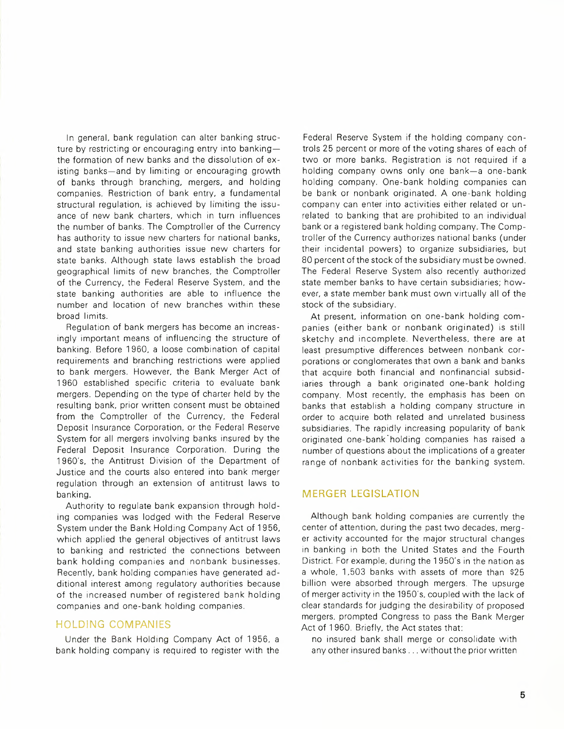In general, bank regulation can alter banking structure by restricting or encouraging entry into banking—the formation of new banks and the dissolution of existing banks—and by limiting or encouraging growth of banks through branching, mergers, and holding companies. Restriction of bank entry, a fundamental structural regulation, is achieved by limiting the issuance of new bank charters, which in turn influences the number of banks. The Comptroller of the Currency has authority to issue new charters for national banks, and state banking authorities issue new charters for state banks. Although state laws establish the broad geographical limits of new branches, the Comptroller of the Currency, the Federal Reserve System, and the state banking authorities are able to influence the number and location of new branches within these broad limits.

Regulation of bank mergers has become an increasingly important means of influencing the structure of banking. Before 1960, a loose combination of capital requirements and branching restrictions were applied to bank mergers. However, the Bank Merger Act of 1960 established specific criteria to evaluate bank mergers. Depending on the type of charter held by the resulting bank, prior written consent must be obtained from the Comptroller of the Currency, the Federal Deposit Insurance Corporation, or the Federal Reserve System for all mergers involving banks insured by the Federal Deposit Insurance Corporation. During the 1960's, the Antitrust Division of the Department of Justice and the courts also entered into bank merger regulation through an extension of antitrust laws to banking.

Authority to regulate bank expansion through holding companies was lodged with the Federal Reserve System under the Bank Holding Company Act of 1956, which applied the general objectives of antitrust laws to banking and restricted the connections between bank holding companies and nonbank businesses. Recently, bank holding companies have generated additional interest among regulatory authorities because of the increased number of registered bank holding companies and one-bank holding companies.

## HOLDING COMPANIES

Under the Bank Holding Company Act of 1956, a bank holding company is required to register with the Federal Reserve System if the holding company controls 25 percent or more of the voting shares of each of two or more banks. Registration is not required if a holding company owns only one bank—a one-bank holding company. One-bank holding companies can be bank or nonbank originated. A one-bank holding company can enter into activities either related or unrelated to banking that are prohibited to an individual bank or a registered bank holding company. The Comptroller of the Currency authorizes national banks (under their incidental powers) to organize subsidiaries, but 80 percent of the stock of the subsidiary must be owned. The Federal Reserve System also recently authorized state member banks to have certain subsidiaries; however, a state member bank must own virtually all of the stock of the subsidiary.

At present, information on one-bank holding companies (either bank or nonbank originated) is still sketchy and incomplete. Nevertheless, there are at least presumptive differences between nonbank corporations or conglomerates that own a bank and banks that acquire both financial and nonfinancial subsidiaries through a bank originated one-bank holding company. Most recently, the emphasis has been on banks that establish a holding company structure in order to acquire both related and unrelated business subsidiaries. The rapidly increasing popularity of bank originated one-bank holding companies has raised a number of questions about the implications of a greater range of nonbank activities for the banking system.

## MERGER LEGISLATION

Although bank holding companies are currently the center of attention, during the past two decades, merger activity accounted for the major structural changes in banking in both the United States and the Fourth District. For example, during the 1950's in the nation as a whole, 1,503 banks with assets of more than $25 billion were absorbed through mergers. The upsurge of merger activity in the 1950's, coupled with the lack of clear standards for judging the desirability of proposed mergers, prompted Congress to pass the Bank Merger Act of 1960. Briefly, the Act states that:

> no insured bank shall merge or consolidate with any other insured banks . . . without the prior written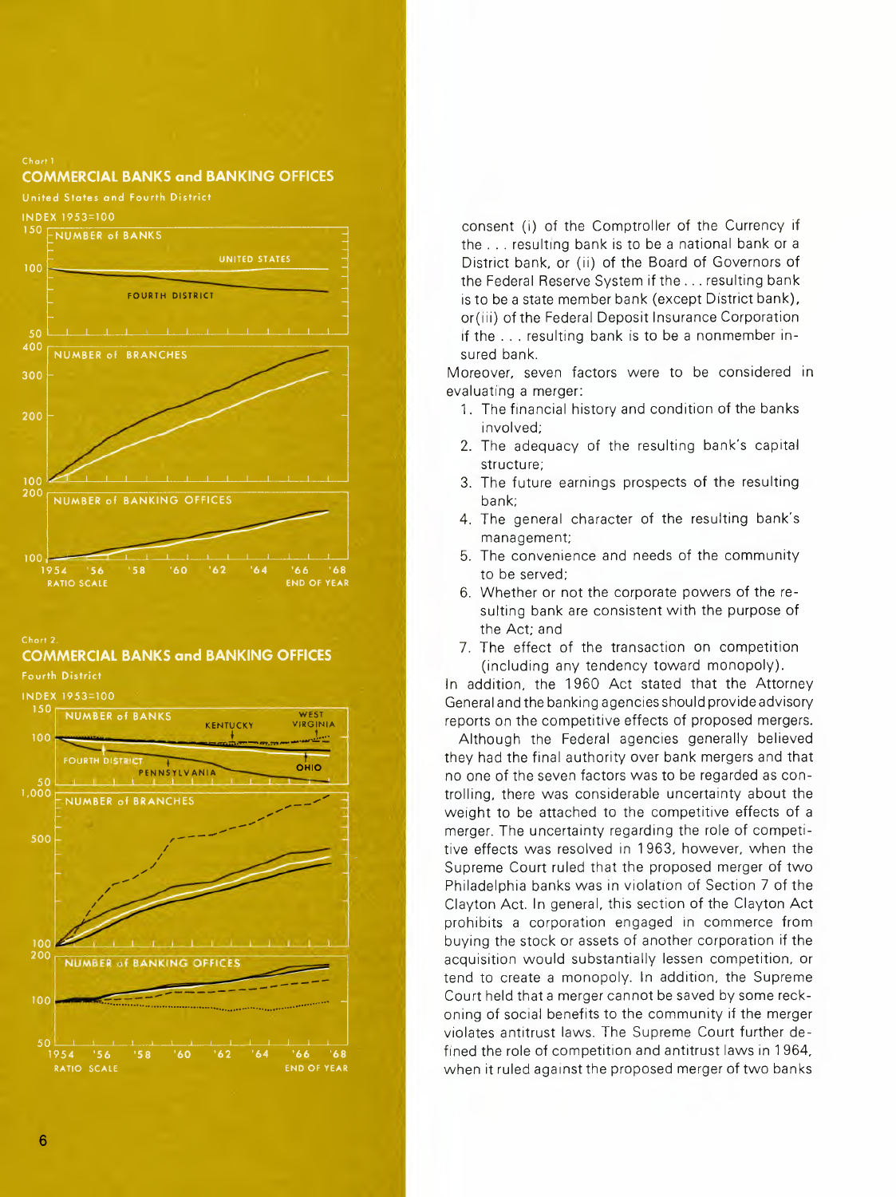Chart 1

**COMMERCIAL BANKS and BANKING OFFICES**

United States and Fourth District

INDEX 1953=100

NUMBER of BANKS

UNITED STATES

FOURTH DISTRICT

NUMBER of BRANCHES

NUMBER of BANKING OFFICES

1954 '56 '58 '60 '62 '64 '66 '68

RATIO SCALE END OF YEAR

Chart 2

**COMMERCIAL BANKS and BANKING OFFICES**

Fourth District

INDEX 1953=100

NUMBER of BANKS

KENTUCKY WEST VIRGINIA

FOURTH DISTRICT PENNSYLVANIA OHIO

NUMBER of BRANCHES

NUMBER of BANKING OFFICES

1954 '56 '58 '60 '62 '64 '66 '68

RATIO SCALE END OF YEAR

> consent (i) of the Comptroller of the Currency if the . . . resulting bank is to be a national bank or a District bank, or (ii) of the Board of Governors of the Federal Reserve System if the . . . resulting bank is to be a state member bank (except District bank), or (iii) of the Federal Deposit Insurance Corporation if the . . . resulting bank is to be a nonmember insured bank.

Moreover, seven factors were to be considered in evaluating a merger:

1. The financial history and condition of the banks involved;
2. The adequacy of the resulting bank's capital structure;
3. The future earnings prospects of the resulting bank;
4. The general character of the resulting bank's management;
5. The convenience and needs of the community to be served;
6. Whether or not the corporate powers of the resulting bank are consistent with the purpose of the Act; and
7. The effect of the transaction on competition (including any tendency toward monopoly).

In addition, the 1960 Act stated that the Attorney General and the banking agencies should provide advisory reports on the competitive effects of proposed mergers.

Although the Federal agencies generally believed they had the final authority over bank mergers and that no one of the seven factors was to be regarded as controlling, there was considerable uncertainty about the weight to be attached to the competitive effects of a merger. The uncertainty regarding the role of competitive effects was resolved in 1963, however, when the Supreme Court ruled that the proposed merger of two Philadelphia banks was in violation of Section 7 of the Clayton Act. In general, this section of the Clayton Act prohibits a corporation engaged in commerce from buying the stock or assets of another corporation if the acquisition would substantially lessen competition, or tend to create a monopoly. In addition, the Supreme Court held that a merger cannot be saved by some reckoning of social benefits to the community if the merger violates antitrust laws. The Supreme Court further defined the role of competition and antitrust laws in 1964, when it ruled against the proposed merger of two banks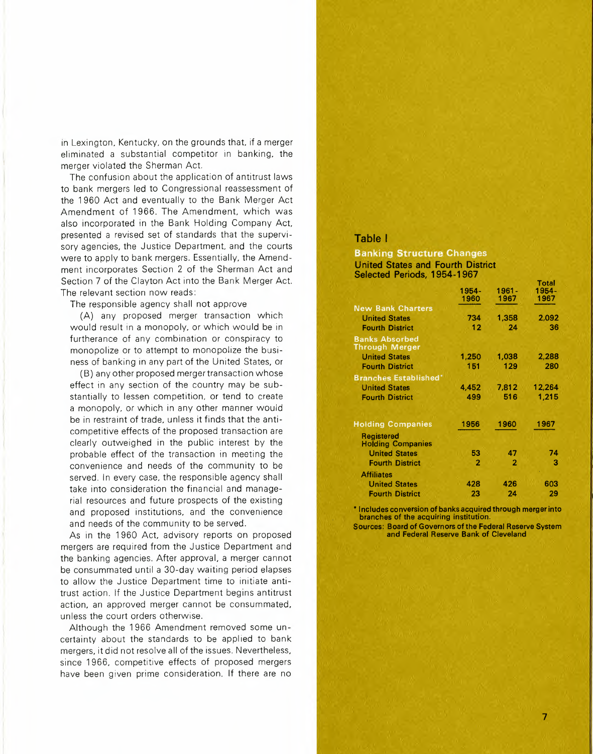in Lexington, Kentucky, on the grounds that, if a merger eliminated a substantial competitor in banking, the merger violated the Sherman Act.

The confusion about the application of antitrust laws to bank mergers led to Congressional reassessment of the 1960 Act and eventually to the Bank Merger Act Amendment of 1966. The Amendment, which was also incorporated in the Bank Holding Company Act, presented a revised set of standards that the supervisory agencies, the Justice Department, and the courts were to apply to bank mergers. Essentially, the Amendment incorporates Section 2 of the Sherman Act and Section 7 of the Clayton Act into the Bank Merger Act. The relevant section now reads:

> The responsible agency shall not approve
>
> (A) any proposed merger transaction which would result in a monopoly, or which would be in furtherance of any combination or conspiracy to monopolize or to attempt to monopolize the business of banking in any part of the United States, or
>
> (B) any other proposed merger transaction whose effect in any section of the country may be substantially to lessen competition, or tend to create a monopoly, or which in any other manner would be in restraint of trade, unless it finds that the anticompetitive effects of the proposed transaction are clearly outweighed in the public interest by the probable effect of the transaction in meeting the convenience and needs of the community to be served. In every case, the responsible agency shall take into consideration the financial and managerial resources and future prospects of the existing and proposed institutions, and the convenience and needs of the community to be served.

As in the 1960 Act, advisory reports on proposed mergers are required from the Justice Department and the banking agencies. After approval, a merger cannot be consummated until a 30-day waiting period elapses to allow the Justice Department time to initiate antitrust action. If the Justice Department begins antitrust action, an approved merger cannot be consummated, unless the court orders otherwise.

Although the 1966 Amendment removed some uncertainty about the standards to be applied to bank mergers, it did not resolve all of the issues. Nevertheless, since 1966, competitive effects of proposed mergers have been given prime consideration. If there are no

**Table I**

**Banking Structure Changes**
**United States and Fourth District**
**Selected Periods, 1954-1967**

| | 1954-1960 | 1961-1967 | Total 1954-1967 |
|---|---|---|---|
| **New Bank Charters** | | | |
| United States | 734 | 1,358 | 2,092 |
| Fourth District | 12 | 24 | 36 |
| **Banks Absorbed Through Merger** | | | |
| United States | 1,250 | 1,038 | 2,288 |
| Fourth District | 151 | 129 | 280 |
| **Branches Established*** | | | |
| United States | 4,452 | 7,812 | 12,264 |
| Fourth District | 499 | 516 | 1,215 |
| **Holding Companies** | **1956** | **1960** | **1967** |
| Registered Holding Companies | | | |
| United States | 53 | 47 | 74 |
| Fourth District | 2 | 2 | 3 |
| Affiliates | | | |
| United States | 428 | 426 | 603 |
| Fourth District | 23 | 24 | 29 |

\* Includes conversion of banks acquired through merger into branches of the acquiring institution.

Sources: Board of Governors of the Federal Reserve System and Federal Reserve Bank of Cleveland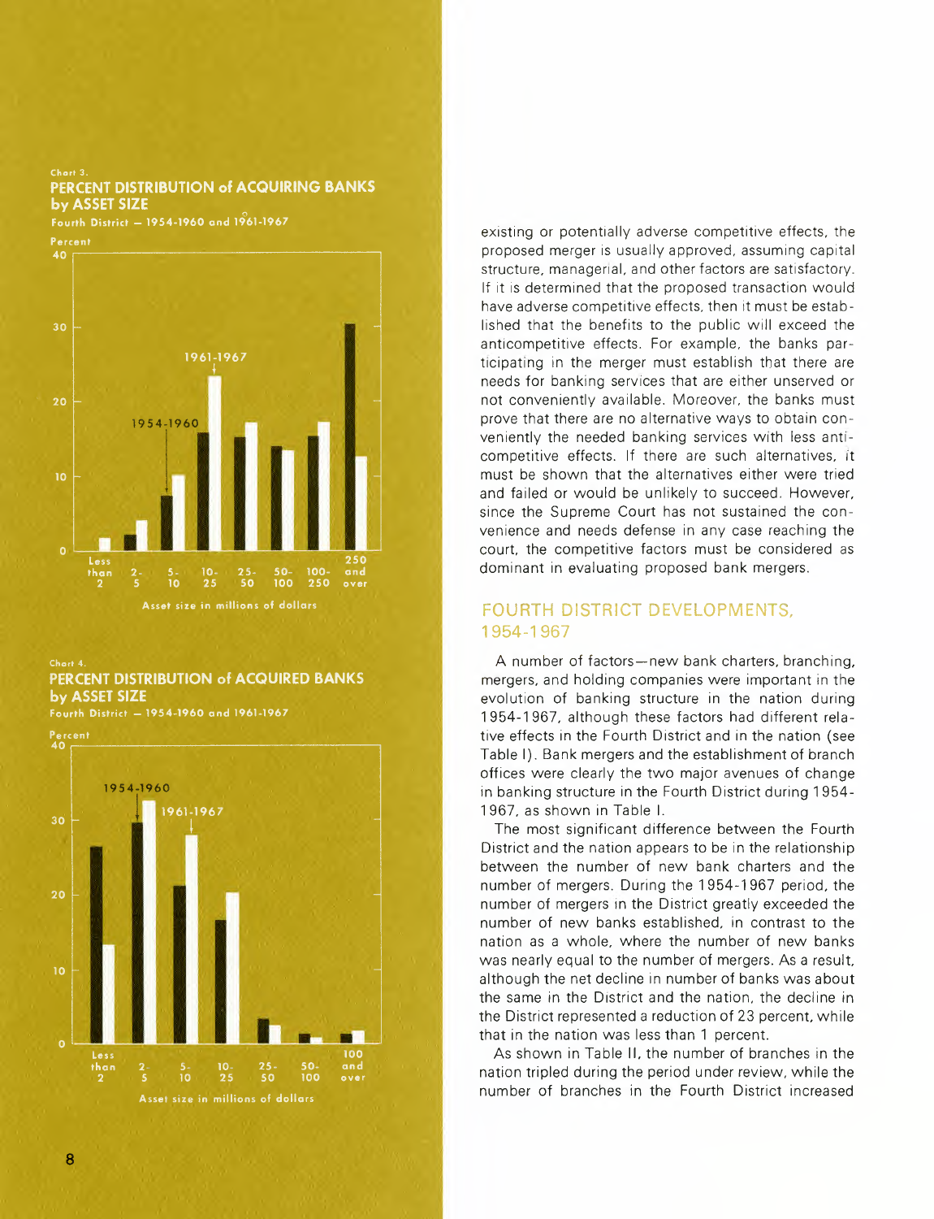Chart 3.

**PERCENT DISTRIBUTION of ACQUIRING BANKS by ASSET SIZE**

Fourth District — 1954-1960 and 1961-1967

Chart 4.

**PERCENT DISTRIBUTION of ACQUIRED BANKS by ASSET SIZE**

Fourth District — 1954-1960 and 1961-1967

existing or potentially adverse competitive effects, the proposed merger is usually approved, assuming capital structure, managerial, and other factors are satisfactory. If it is determined that the proposed transaction would have adverse competitive effects, then it must be established that the benefits to the public will exceed the anticompetitive effects. For example, the banks participating in the merger must establish that there are needs for banking services that are either unserved or not conveniently available. Moreover, the banks must prove that there are no alternative ways to obtain conveniently the needed banking services with less anticompetitive effects. If there are such alternatives, it must be shown that the alternatives either were tried and failed or would be unlikely to succeed. However, since the Supreme Court has not sustained the convenience and needs defense in any case reaching the court, the competitive factors must be considered as dominant in evaluating proposed bank mergers.

## FOURTH DISTRICT DEVELOPMENTS, 1954-1967

A number of factors—new bank charters, branching, mergers, and holding companies were important in the evolution of banking structure in the nation during 1954-1967, although these factors had different relative effects in the Fourth District and in the nation (see Table I). Bank mergers and the establishment of branch offices were clearly the two major avenues of change in banking structure in the Fourth District during 1954-1967, as shown in Table I.

The most significant difference between the Fourth District and the nation appears to be in the relationship between the number of new bank charters and the number of mergers. During the 1954-1967 period, the number of mergers in the District greatly exceeded the number of new banks established, in contrast to the nation as a whole, where the number of new banks was nearly equal to the number of mergers. As a result, although the net decline in number of banks was about the same in the District and the nation, the decline in the District represented a reduction of 23 percent, while that in the nation was less than 1 percent.

As shown in Table II, the number of branches in the nation tripled during the period under review, while the number of branches in the Fourth District increased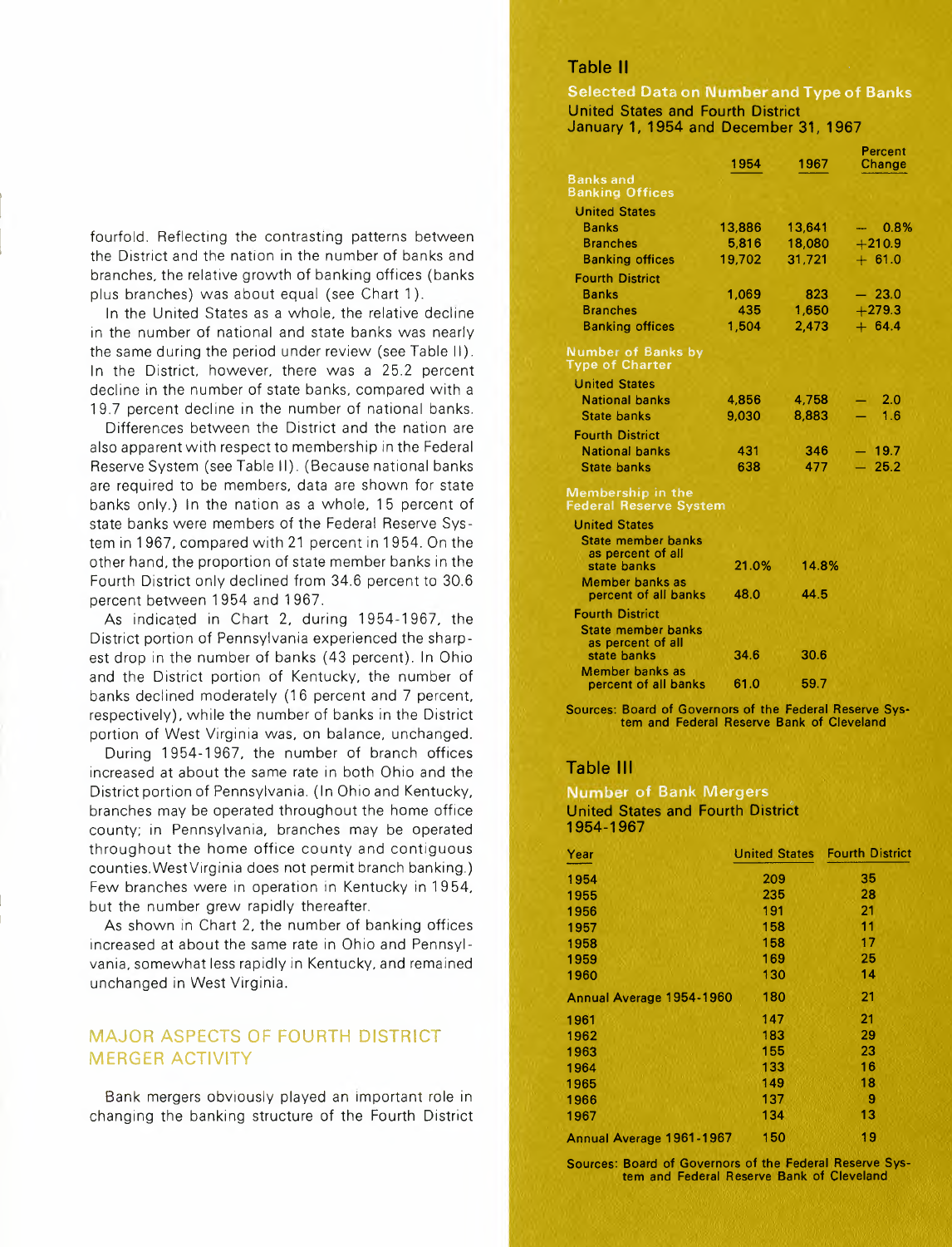fourfold. Reflecting the contrasting patterns between the District and the nation in the number of banks and branches, the relative growth of banking offices (banks plus branches) was about equal (see Chart 1).

In the United States as a whole, the relative decline in the number of national and state banks was nearly the same during the period under review (see Table II). In the District, however, there was a 25.2 percent decline in the number of state banks, compared with a 19.7 percent decline in the number of national banks.

Differences between the District and the nation are also apparent with respect to membership in the Federal Reserve System (see Table II). (Because national banks are required to be members, data are shown for state banks only.) In the nation as a whole, 15 percent of state banks were members of the Federal Reserve System in 1967, compared with 21 percent in 1954. On the other hand, the proportion of state member banks in the Fourth District only declined from 34.6 percent to 30.6 percent between 1954 and 1967.

As indicated in Chart 2, during 1954-1967, the District portion of Pennsylvania experienced the sharpest drop in the number of banks (43 percent). In Ohio and the District portion of Kentucky, the number of banks declined moderately (16 percent and 7 percent, respectively), while the number of banks in the District portion of West Virginia was, on balance, unchanged.

During 1954-1967, the number of branch offices increased at about the same rate in both Ohio and the District portion of Pennsylvania. (In Ohio and Kentucky, branches may be operated throughout the home office county; in Pennsylvania, branches may be operated throughout the home office county and contiguous counties. West Virginia does not permit branch banking.) Few branches were in operation in Kentucky in 1954, but the number grew rapidly thereafter.

As shown in Chart 2, the number of banking offices increased at about the same rate in Ohio and Pennsylvania, somewhat less rapidly in Kentucky, and remained unchanged in West Virginia.

## MAJOR ASPECTS OF FOURTH DISTRICT MERGER ACTIVITY

Bank mergers obviously played an important role in changing the banking structure of the Fourth District

### Table II

**Selected Data on Number and Type of Banks**
United States and Fourth District
January 1, 1954 and December 31, 1967

| | 1954 | 1967 | Percent Change |
|---|---|---|---|
| **Banks and Banking Offices** | | | |
| United States | | | |
| Banks | 13,886 | 13,641 | − 0.8% |
| Branches | 5,816 | 18,080 | +210.9 |
| Banking offices | 19,702 | 31,721 | + 61.0 |
| Fourth District | | | |
| Banks | 1,069 | 823 | − 23.0 |
| Branches | 435 | 1,650 | +279.3 |
| Banking offices | 1,504 | 2,473 | + 64.4 |
| **Number of Banks by Type of Charter** | | | |
| United States | | | |
| National banks | 4,856 | 4,758 | − 2.0 |
| State banks | 9,030 | 8,883 | − 1.6 |
| Fourth District | | | |
| National banks | 431 | 346 | − 19.7 |
| State banks | 638 | 477 | − 25.2 |
| **Membership in the Federal Reserve System** | | | |
| United States | | | |
| State member banks as percent of all state banks | 21.0% | 14.8% | |
| Member banks as percent of all banks | 48.0 | 44.5 | |
| Fourth District | | | |
| State member banks as percent of all state banks | 34.6 | 30.6 | |
| Member banks as percent of all banks | 61.0 | 59.7 | |

Sources: Board of Governors of the Federal Reserve System and Federal Reserve Bank of Cleveland

### Table III

**Number of Bank Mergers**
United States and Fourth District
1954-1967

| Year | United States | Fourth District |
|---|---|---|
| 1954 | 209 | 35 |
| 1955 | 235 | 28 |
| 1956 | 191 | 21 |
| 1957 | 158 | 11 |
| 1958 | 158 | 17 |
| 1959 | 169 | 25 |
| 1960 | 130 | 14 |
| Annual Average 1954-1960 | 180 | 21 |
| 1961 | 147 | 21 |
| 1962 | 183 | 29 |
| 1963 | 155 | 23 |
| 1964 | 133 | 16 |
| 1965 | 149 | 18 |
| 1966 | 137 | 9 |
| 1967 | 134 | 13 |
| Annual Average 1961-1967 | 150 | 19 |

Sources: Board of Governors of the Federal Reserve System and Federal Reserve Bank of Cleveland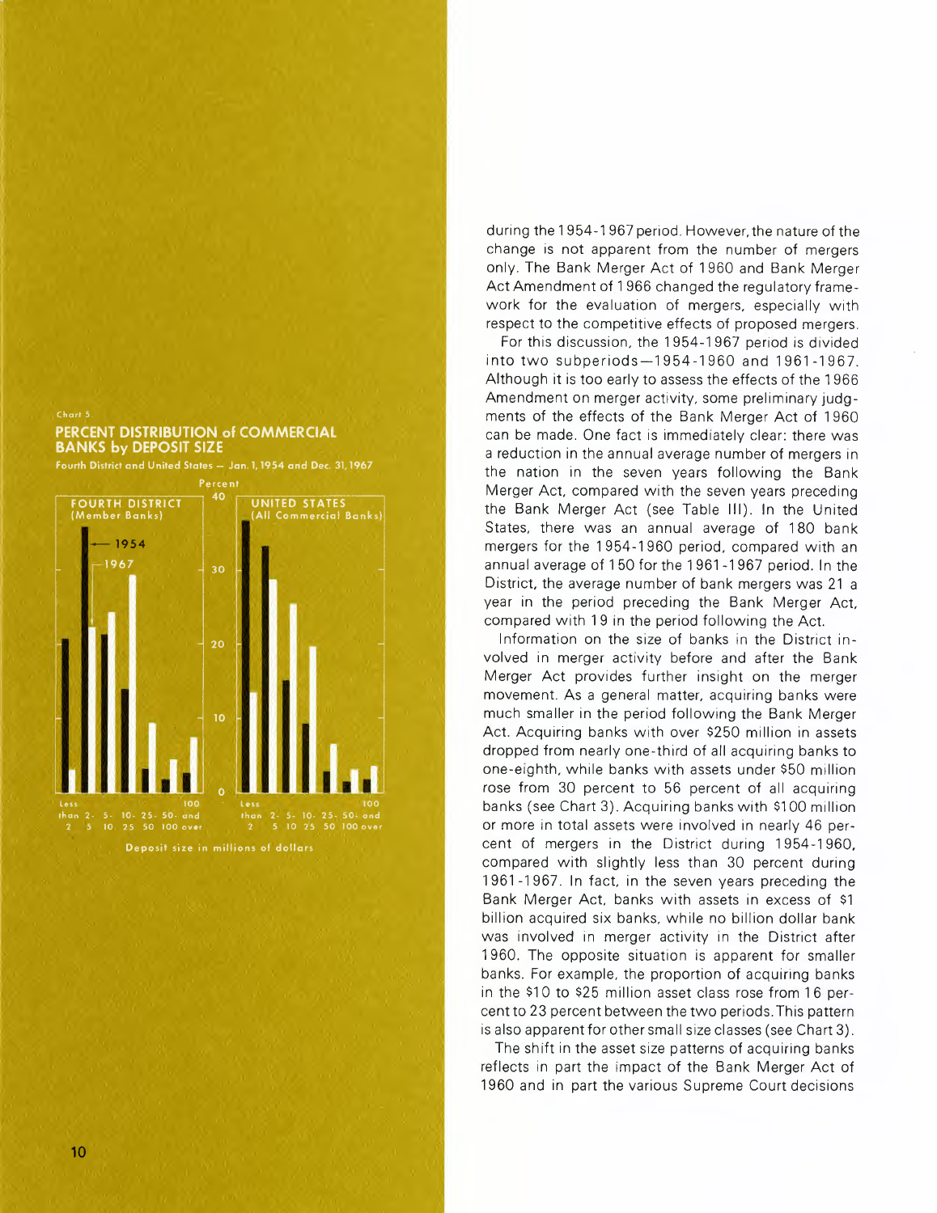Chart 5

**PERCENT DISTRIBUTION of COMMERCIAL BANKS by DEPOSIT SIZE**

Fourth District and United States — Jan. 1, 1954 and Dec. 31, 1967

during the 1954-1967 period. However, the nature of the change is not apparent from the number of mergers only. The Bank Merger Act of 1960 and Bank Merger Act Amendment of 1966 changed the regulatory framework for the evaluation of mergers, especially with respect to the competitive effects of proposed mergers.

For this discussion, the 1954-1967 period is divided into two subperiods—1954-1960 and 1961-1967. Although it is too early to assess the effects of the 1966 Amendment on merger activity, some preliminary judgments of the effects of the Bank Merger Act of 1960 can be made. One fact is immediately clear: there was a reduction in the annual average number of mergers in the nation in the seven years following the Bank Merger Act, compared with the seven years preceding the Bank Merger Act (see Table III). In the United States, there was an annual average of 180 bank mergers for the 1954-1960 period, compared with an annual average of 150 for the 1961-1967 period. In the District, the average number of bank mergers was 21 a year in the period preceding the Bank Merger Act, compared with 19 in the period following the Act.

Information on the size of banks in the District involved in merger activity before and after the Bank Merger Act provides further insight on the merger movement. As a general matter, acquiring banks were much smaller in the period following the Bank Merger Act. Acquiring banks with over $250 million in assets dropped from nearly one-third of all acquiring banks to one-eighth, while banks with assets under $50 million rose from 30 percent to 56 percent of all acquiring banks (see Chart 3). Acquiring banks with $100 million or more in total assets were involved in nearly 46 percent of mergers in the District during 1954-1960, compared with slightly less than 30 percent during 1961-1967. In fact, in the seven years preceding the Bank Merger Act, banks with assets in excess of $1 billion acquired six banks, while no billion dollar bank was involved in merger activity in the District after 1960. The opposite situation is apparent for smaller banks. For example, the proportion of acquiring banks in the $10 to $25 million asset class rose from 16 percent to 23 percent between the two periods. This pattern is also apparent for other small size classes (see Chart 3).

The shift in the asset size patterns of acquiring banks reflects in part the impact of the Bank Merger Act of 1960 and in part the various Supreme Court decisions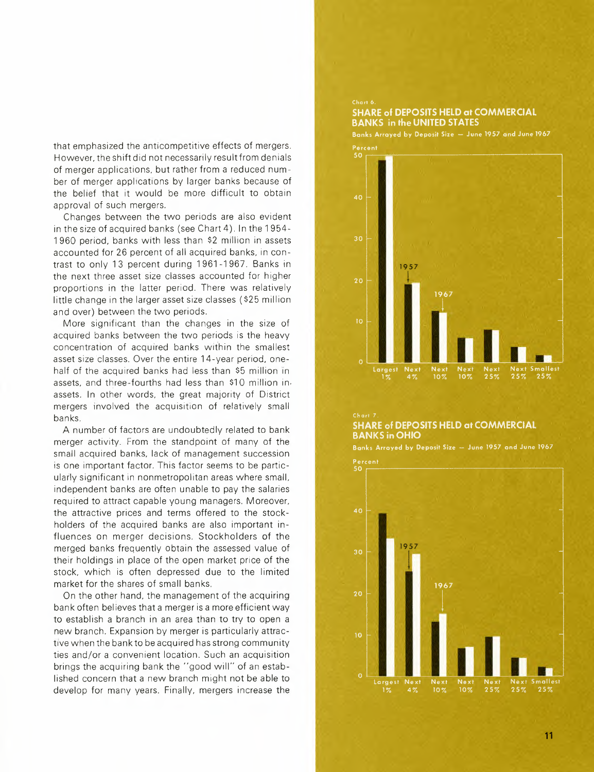that emphasized the anticompetitive effects of mergers. However, the shift did not necessarily result from denials of merger applications, but rather from a reduced number of merger applications by larger banks because of the belief that it would be more difficult to obtain approval of such mergers.

Changes between the two periods are also evident in the size of acquired banks (see Chart 4). In the 1954-1960 period, banks with less than $2 million in assets accounted for 26 percent of all acquired banks, in contrast to only 13 percent during 1961-1967. Banks in the next three asset size classes accounted for higher proportions in the latter period. There was relatively little change in the larger asset size classes ($25 million and over) between the two periods.

More significant than the changes in the size of acquired banks between the two periods is the heavy concentration of acquired banks within the smallest asset size classes. Over the entire 14-year period, one-half of the acquired banks had less than $5 million in assets, and three-fourths had less than $10 million in assets. In other words, the great majority of District mergers involved the acquisition of relatively small banks.

A number of factors are undoubtedly related to bank merger activity. From the standpoint of many of the small acquired banks, lack of management succession is one important factor. This factor seems to be particularly significant in nonmetropolitan areas where small, independent banks are often unable to pay the salaries required to attract capable young managers. Moreover, the attractive prices and terms offered to the stockholders of the acquired banks are also important influences on merger decisions. Stockholders of the merged banks frequently obtain the assessed value of their holdings in place of the open market price of the stock, which is often depressed due to the limited market for the shares of small banks.

On the other hand, the management of the acquiring bank often believes that a merger is a more efficient way to establish a branch in an area than to try to open a new branch. Expansion by merger is particularly attractive when the bank to be acquired has strong community ties and/or a convenient location. Such an acquisition brings the acquiring bank the "good will" of an established concern that a new branch might not be able to develop for many years. Finally, mergers increase the

Chart 6.

**SHARE of DEPOSITS HELD at COMMERCIAL BANKS in the UNITED STATES**

Banks Arrayed by Deposit Size — June 1957 and June 1967

Chart 7.

**SHARE of DEPOSITS HELD at COMMERCIAL BANKS in OHIO**

Banks Arrayed by Deposit Size — June 1957 and June 1967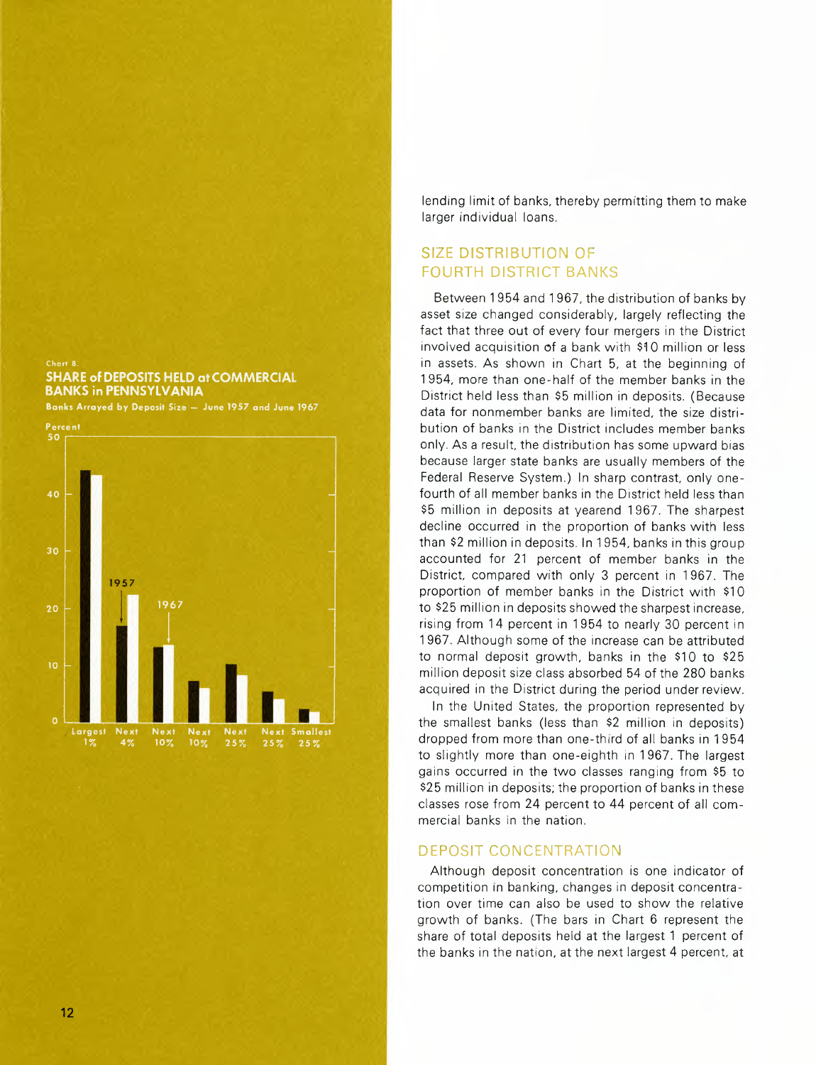Chart 8.

**SHARE of DEPOSITS HELD at COMMERCIAL BANKS in PENNSYLVANIA**

Banks Arrayed by Deposit Size — June 1957 and June 1967

Percent

Largest 1% | Next 4% | Next 10% | Next 10% | Next 25% | Next 25% | Smallest 25%

lending limit of banks, thereby permitting them to make larger individual loans.

## SIZE DISTRIBUTION OF FOURTH DISTRICT BANKS

Between 1954 and 1967, the distribution of banks by asset size changed considerably, largely reflecting the fact that three out of every four mergers in the District involved acquisition of a bank with $10 million or less in assets. As shown in Chart 5, at the beginning of 1954, more than one-half of the member banks in the District held less than $5 million in deposits. (Because data for nonmember banks are limited, the size distribution of banks in the District includes member banks only. As a result, the distribution has some upward bias because larger state banks are usually members of the Federal Reserve System.) In sharp contrast, only one-fourth of all member banks in the District held less than $5 million in deposits at yearend 1967. The sharpest decline occurred in the proportion of banks with less than $2 million in deposits. In 1954, banks in this group accounted for 21 percent of member banks in the District, compared with only 3 percent in 1967. The proportion of member banks in the District with $10 to $25 million in deposits showed the sharpest increase, rising from 14 percent in 1954 to nearly 30 percent in 1967. Although some of the increase can be attributed to normal deposit growth, banks in the $10 to $25 million deposit size class absorbed 54 of the 280 banks acquired in the District during the period under review.

In the United States, the proportion represented by the smallest banks (less than $2 million in deposits) dropped from more than one-third of all banks in 1954 to slightly more than one-eighth in 1967. The largest gains occurred in the two classes ranging from $5 to $25 million in deposits; the proportion of banks in these classes rose from 24 percent to 44 percent of all commercial banks in the nation.

## DEPOSIT CONCENTRATION

Although deposit concentration is one indicator of competition in banking, changes in deposit concentration over time can also be used to show the relative growth of banks. (The bars in Chart 6 represent the share of total deposits held at the largest 1 percent of the banks in the nation, at the next largest 4 percent, at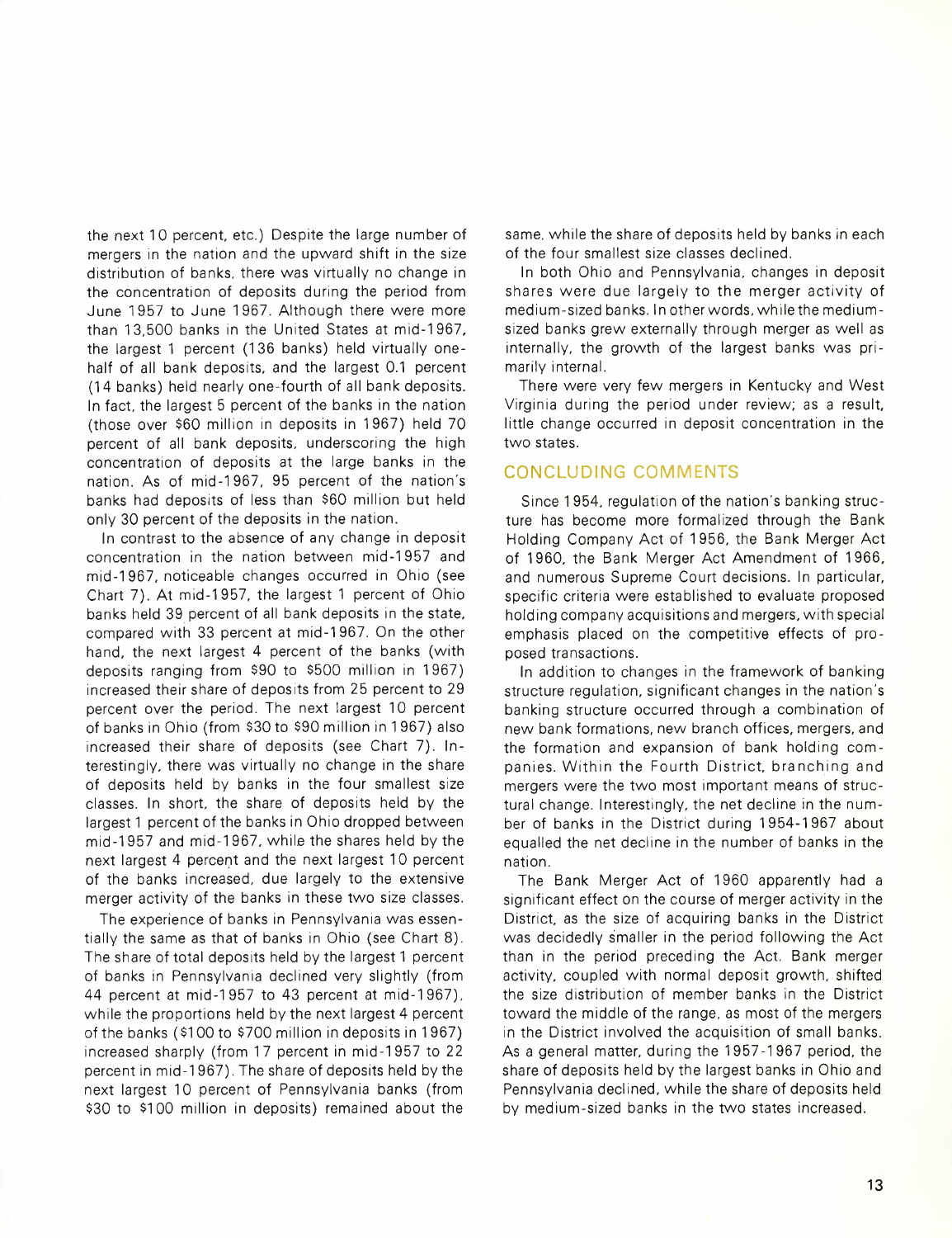the next 10 percent, etc.) Despite the large number of mergers in the nation and the upward shift in the size distribution of banks, there was virtually no change in the concentration of deposits during the period from June 1957 to June 1967. Although there were more than 13,500 banks in the United States at mid-1967, the largest 1 percent (136 banks) held virtually one-half of all bank deposits, and the largest 0.1 percent (14 banks) held nearly one-fourth of all bank deposits. In fact, the largest 5 percent of the banks in the nation (those over $60 million in deposits in 1967) held 70 percent of all bank deposits, underscoring the high concentration of deposits at the large banks in the nation. As of mid-1967, 95 percent of the nation's banks had deposits of less than $60 million but held only 30 percent of the deposits in the nation.

In contrast to the absence of any change in deposit concentration in the nation between mid-1957 and mid-1967, noticeable changes occurred in Ohio (see Chart 7). At mid-1957, the largest 1 percent of Ohio banks held 39 percent of all bank deposits in the state, compared with 33 percent at mid-1967. On the other hand, the next largest 4 percent of the banks (with deposits ranging from $90 to $500 million in 1967) increased their share of deposits from 25 percent to 29 percent over the period. The next largest 10 percent of banks in Ohio (from $30 to $90 million in 1967) also increased their share of deposits (see Chart 7). Interestingly, there was virtually no change in the share of deposits held by banks in the four smallest size classes. In short, the share of deposits held by the largest 1 percent of the banks in Ohio dropped between mid-1957 and mid-1967, while the shares held by the next largest 4 percent and the next largest 10 percent of the banks increased, due largely to the extensive merger activity of the banks in these two size classes.

The experience of banks in Pennsylvania was essentially the same as that of banks in Ohio (see Chart 8). The share of total deposits held by the largest 1 percent of banks in Pennsylvania declined very slightly (from 44 percent at mid-1957 to 43 percent at mid-1967), while the proportions held by the next largest 4 percent of the banks ($100 to $700 million in deposits in 1967) increased sharply (from 17 percent in mid-1957 to 22 percent in mid-1967). The share of deposits held by the next largest 10 percent of Pennsylvania banks (from $30 to $100 million in deposits) remained about the same, while the share of deposits held by banks in each of the four smallest size classes declined.

In both Ohio and Pennsylvania, changes in deposit shares were due largely to the merger activity of medium-sized banks. In other words, while the medium-sized banks grew externally through merger as well as internally, the growth of the largest banks was primarily internal.

There were very few mergers in Kentucky and West Virginia during the period under review; as a result, little change occurred in deposit concentration in the two states.

## CONCLUDING COMMENTS

Since 1954, regulation of the nation's banking structure has become more formalized through the Bank Holding Company Act of 1956, the Bank Merger Act of 1960, the Bank Merger Act Amendment of 1966, and numerous Supreme Court decisions. In particular, specific criteria were established to evaluate proposed holding company acquisitions and mergers, with special emphasis placed on the competitive effects of proposed transactions.

In addition to changes in the framework of banking structure regulation, significant changes in the nation's banking structure occurred through a combination of new bank formations, new branch offices, mergers, and the formation and expansion of bank holding companies. Within the Fourth District, branching and mergers were the two most important means of structural change. Interestingly, the net decline in the number of banks in the District during 1954-1967 about equalled the net decline in the number of banks in the nation.

The Bank Merger Act of 1960 apparently had a significant effect on the course of merger activity in the District, as the size of acquiring banks in the District was decidedly smaller in the period following the Act than in the period preceding the Act. Bank merger activity, coupled with normal deposit growth, shifted the size distribution of member banks in the District toward the middle of the range, as most of the mergers in the District involved the acquisition of small banks. As a general matter, during the 1957-1967 period, the share of deposits held by the largest banks in Ohio and Pennsylvania declined, while the share of deposits held by medium-sized banks in the two states increased.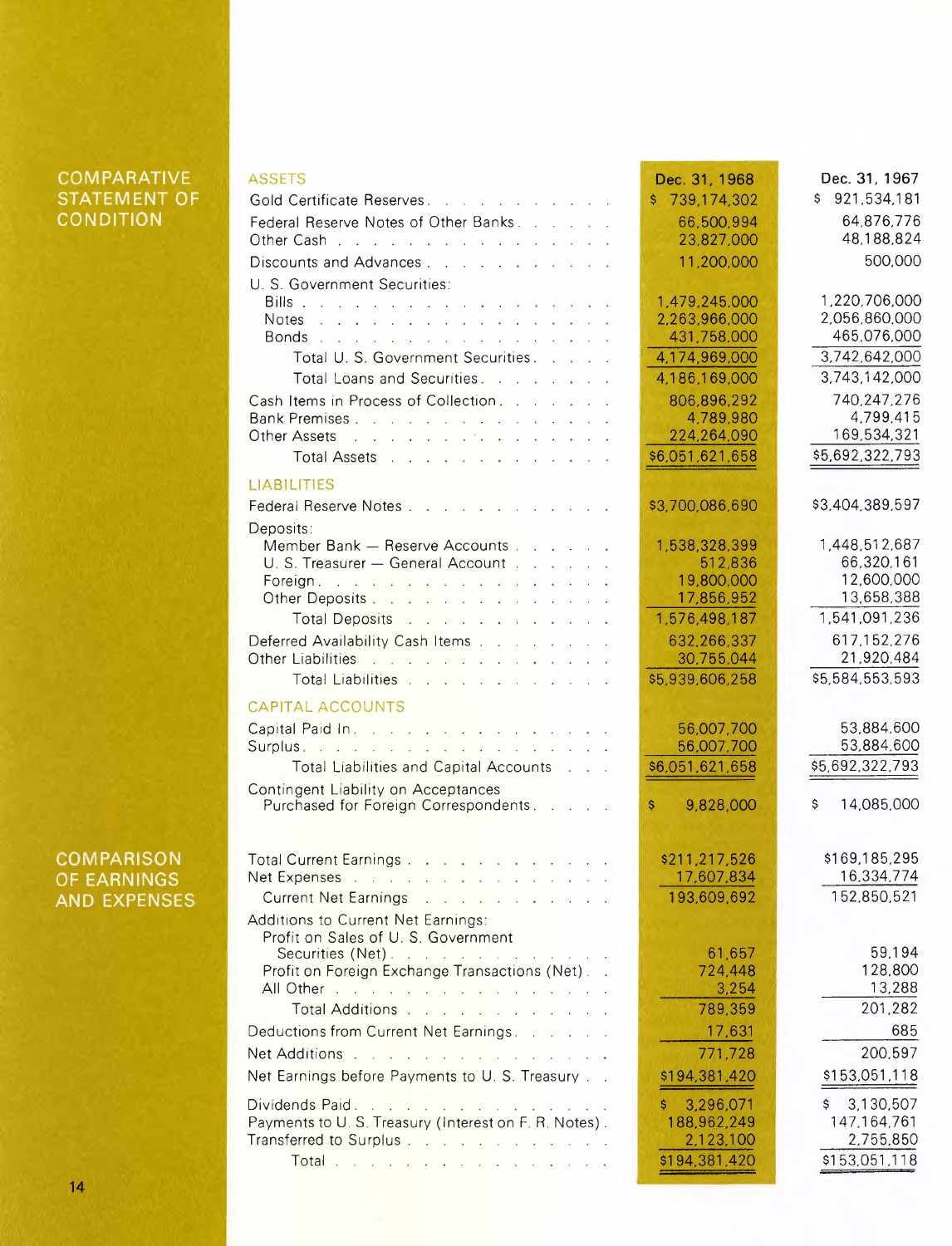## COMPARATIVE STATEMENT OF CONDITION

| | Dec. 31, 1968 | Dec. 31, 1967 |
|---|---|---|
| **ASSETS** | | |
| Gold Certificate Reserves | $ 739,174,302 | $ 921,534,181 |
| Federal Reserve Notes of Other Banks | 66,500,994 | 64,876,776 |
| Other Cash | 23,827,000 | 48,188,824 |
| Discounts and Advances | 11,200,000 | 500,000 |
| U. S. Government Securities: | | |
| Bills | 1,479,245,000 | 1,220,706,000 |
| Notes | 2,263,966,000 | 2,056,860,000 |
| Bonds | 431,758,000 | 465,076,000 |
| Total U. S. Government Securities | 4,174,969,000 | 3,742,642,000 |
| Total Loans and Securities | 4,186,169,000 | 3,743,142,000 |
| Cash Items in Process of Collection | 806,896,292 | 740,247,276 |
| Bank Premises | 4,789,980 | 4,799,415 |
| Other Assets | 224,264,090 | 169,534,321 |
| Total Assets | $6,051,621,658 | $5,692,322,793 |
| **LIABILITIES** | | |
| Federal Reserve Notes | $3,700,086,690 | $3,404,389,597 |
| Deposits: | | |
| Member Bank — Reserve Accounts | 1,538,328,399 | 1,448,512,687 |
| U. S. Treasurer — General Account | 512,836 | 66,320,161 |
| Foreign | 19,800,000 | 12,600,000 |
| Other Deposits | 17,856,952 | 13,658,388 |
| Total Deposits | 1,576,498,187 | 1,541,091,236 |
| Deferred Availability Cash Items | 632,266,337 | 617,152,276 |
| Other Liabilities | 30,755,044 | 21,920,484 |
| Total Liabilities | $5,939,606,258 | $5,584,553,593 |
| **CAPITAL ACCOUNTS** | | |
| Capital Paid In | 56,007,700 | 53,884,600 |
| Surplus | 56,007,700 | 53,884,600 |
| Total Liabilities and Capital Accounts | $6,051,621,658 | $5,692,322,793 |
| Contingent Liability on Acceptances Purchased for Foreign Correspondents | $ 9,828,000 | $ 14,085,000 |

## COMPARISON OF EARNINGS AND EXPENSES

| | Dec. 31, 1968 | Dec. 31, 1967 |
|---|---|---|
| Total Current Earnings | $211,217,526 | $169,185,295 |
| Net Expenses | 17,607,834 | 16,334,774 |
| Current Net Earnings | 193,609,692 | 152,850,521 |
| Additions to Current Net Earnings: | | |
| Profit on Sales of U. S. Government Securities (Net) | 61,657 | 59,194 |
| Profit on Foreign Exchange Transactions (Net) | 724,448 | 128,800 |
| All Other | 3,254 | 13,288 |
| Total Additions | 789,359 | 201,282 |
| Deductions from Current Net Earnings | 17,631 | 685 |
| Net Additions | 771,728 | 200,597 |
| Net Earnings before Payments to U. S. Treasury | $194,381,420 | $153,051,118 |
| Dividends Paid | $ 3,296,071 | $ 3,130,507 |
| Payments to U. S. Treasury (Interest on F. R. Notes) | 188,962,249 | 147,164,761 |
| Transferred to Surplus | 2,123,100 | 2,755,850 |
| Total | $194,381,420 | $153,051,118 |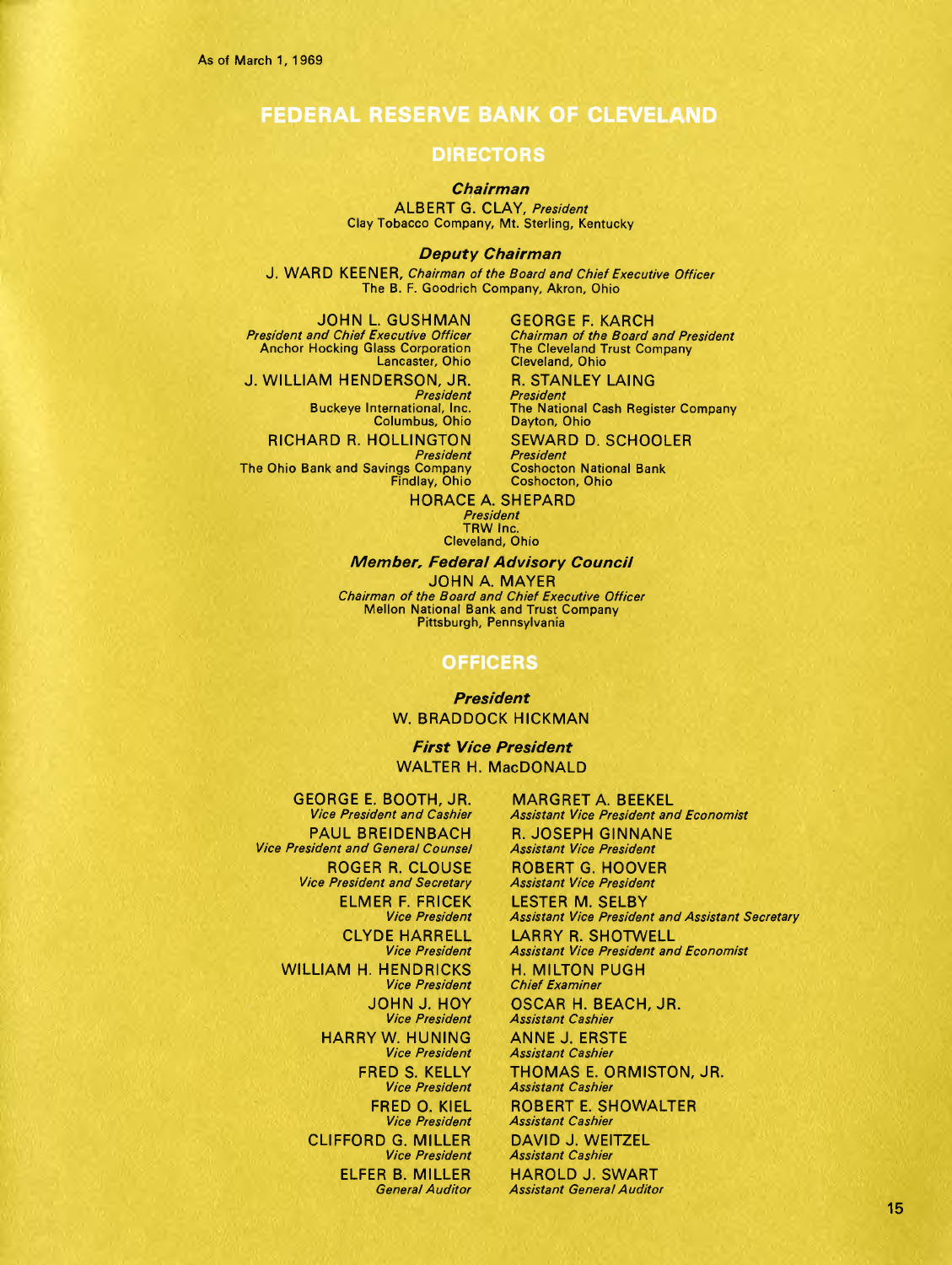As of March 1, 1969

# FEDERAL RESERVE BANK OF CLEVELAND

## DIRECTORS

***Chairman***

ALBERT G. CLAY, *President*
Clay Tobacco Company, Mt. Sterling, Kentucky

***Deputy Chairman***

J. WARD KEENER, *Chairman of the Board and Chief Executive Officer*
The B. F. Goodrich Company, Akron, Ohio

JOHN L. GUSHMAN
*President and Chief Executive Officer*
Anchor Hocking Glass Corporation
Lancaster, Ohio

J. WILLIAM HENDERSON, JR.
*President*
Buckeye International, Inc.
Columbus, Ohio

RICHARD R. HOLLINGTON
*President*
The Ohio Bank and Savings Company
Findlay, Ohio

GEORGE F. KARCH
*Chairman of the Board and President*
The Cleveland Trust Company
Cleveland, Ohio

R. STANLEY LAING
*President*
The National Cash Register Company
Dayton, Ohio

SEWARD D. SCHOOLER
*President*
Coshocton National Bank
Coshocton, Ohio

HORACE A. SHEPARD
*President*
TRW Inc.
Cleveland, Ohio

***Member, Federal Advisory Council***

JOHN A. MAYER
*Chairman of the Board and Chief Executive Officer*
Mellon National Bank and Trust Company
Pittsburgh, Pennsylvania

## OFFICERS

***President***

W. BRADDOCK HICKMAN

***First Vice President***

WALTER H. MacDONALD

GEORGE E. BOOTH, JR.
*Vice President and Cashier*

PAUL BREIDENBACH
*Vice President and General Counsel*

ROGER R. CLOUSE
*Vice President and Secretary*

ELMER F. FRICEK
*Vice President*

CLYDE HARRELL
*Vice President*

WILLIAM H. HENDRICKS
*Vice President*

JOHN J. HOY
*Vice President*

HARRY W. HUNING
*Vice President*

FRED S. KELLY
*Vice President*

FRED O. KIEL
*Vice President*

CLIFFORD G. MILLER
*Vice President*

ELFER B. MILLER
*General Auditor*

MARGRET A. BEEKEL
*Assistant Vice President and Economist*

R. JOSEPH GINNANE
*Assistant Vice President*

ROBERT G. HOOVER
*Assistant Vice President*

LESTER M. SELBY
*Assistant Vice President and Assistant Secretary*

LARRY R. SHOTWELL
*Assistant Vice President and Economist*

H. MILTON PUGH
*Chief Examiner*

OSCAR H. BEACH, JR.
*Assistant Cashier*

ANNE J. ERSTE
*Assistant Cashier*

THOMAS E. ORMISTON, JR.
*Assistant Cashier*

ROBERT E. SHOWALTER
*Assistant Cashier*

DAVID J. WEITZEL
*Assistant Cashier*

HAROLD J. SWART
*Assistant General Auditor*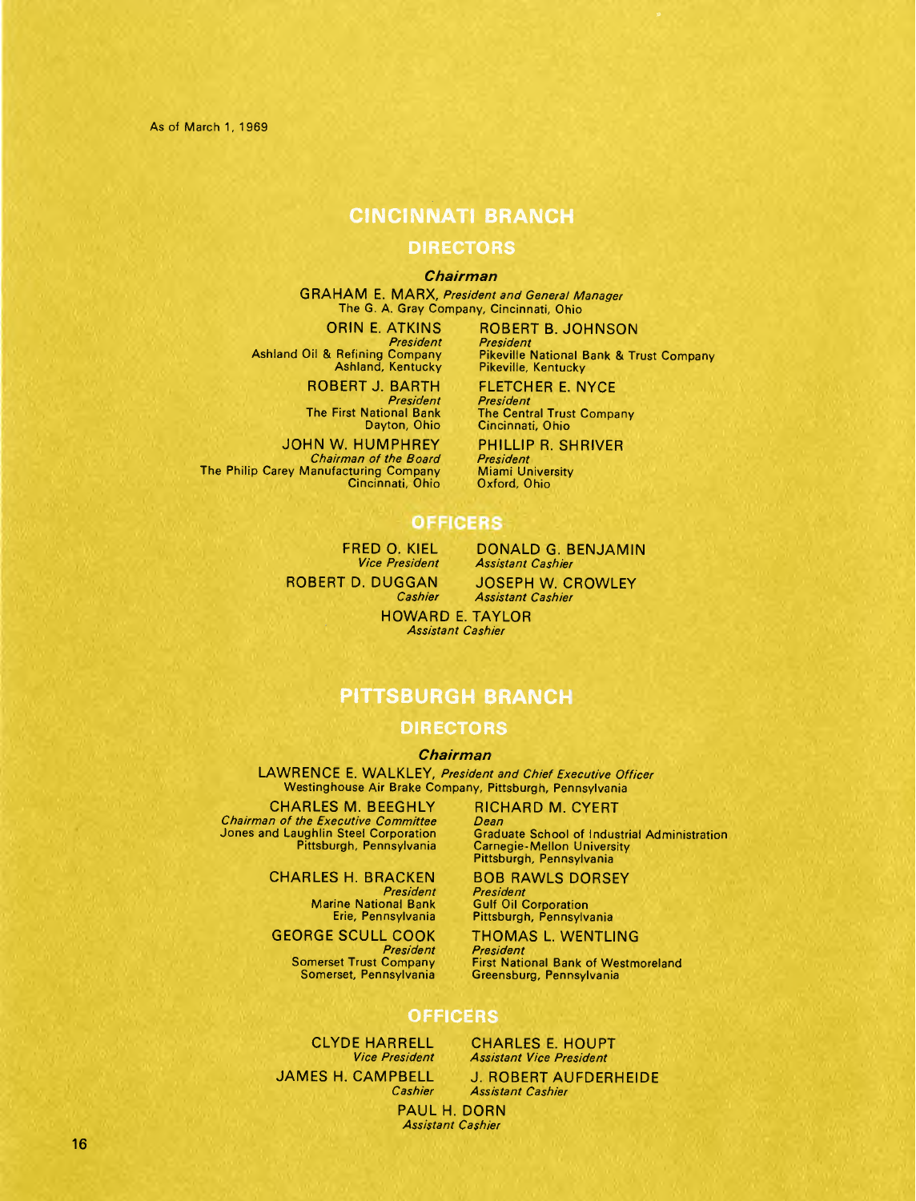As of March 1, 1969

# CINCINNATI BRANCH

## DIRECTORS

### *Chairman*

GRAHAM E. MARX, *President and General Manager*
The G. A. Gray Company, Cincinnati, Ohio

ORIN E. ATKINS
*President*
Ashland Oil & Refining Company
Ashland, Kentucky

ROBERT J. BARTH
*President*
The First National Bank
Dayton, Ohio

JOHN W. HUMPHREY
*Chairman of the Board*
The Philip Carey Manufacturing Company
Cincinnati, Ohio

ROBERT B. JOHNSON
*President*
Pikeville National Bank & Trust Company
Pikeville, Kentucky

FLETCHER E. NYCE
*President*
The Central Trust Company
Cincinnati, Ohio

PHILLIP R. SHRIVER
*President*
Miami University
Oxford, Ohio

## OFFICERS

FRED O. KIEL
*Vice President*

ROBERT D. DUGGAN
*Cashier*

DONALD G. BENJAMIN
*Assistant Cashier*

JOSEPH W. CROWLEY
*Assistant Cashier*

HOWARD E. TAYLOR
*Assistant Cashier*

# PITTSBURGH BRANCH

## DIRECTORS

### *Chairman*

LAWRENCE E. WALKLEY, *President and Chief Executive Officer*
Westinghouse Air Brake Company, Pittsburgh, Pennsylvania

CHARLES M. BEEGHLY
*Chairman of the Executive Committee*
Jones and Laughlin Steel Corporation
Pittsburgh, Pennsylvania

CHARLES H. BRACKEN
*President*
Marine National Bank
Erie, Pennsylvania

GEORGE SCULL COOK
*President*
Somerset Trust Company
Somerset, Pennsylvania

RICHARD M. CYERT
*Dean*
Graduate School of Industrial Administration
Carnegie-Mellon University
Pittsburgh, Pennsylvania

BOB RAWLS DORSEY
*President*
Gulf Oil Corporation
Pittsburgh, Pennsylvania

THOMAS L. WENTLING
*President*
First National Bank of Westmoreland
Greensburg, Pennsylvania

## OFFICERS

CLYDE HARRELL
*Vice President*

JAMES H. CAMPBELL
*Cashier*

CHARLES E. HOUPT
*Assistant Vice President*

J. ROBERT AUFDERHEIDE
*Assistant Cashier*

PAUL H. DORN
*Assistant Cashier*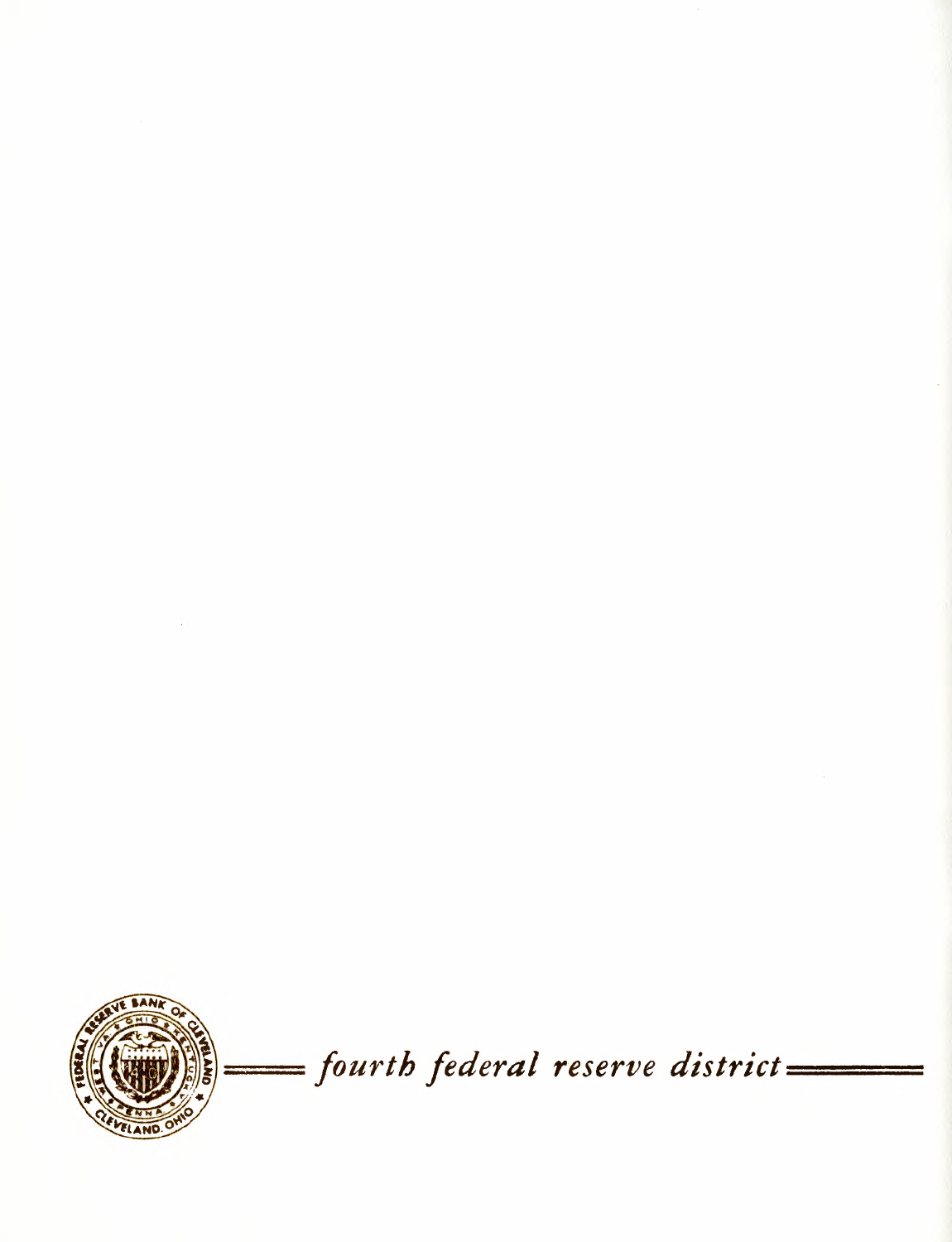*fourth federal reserve district*